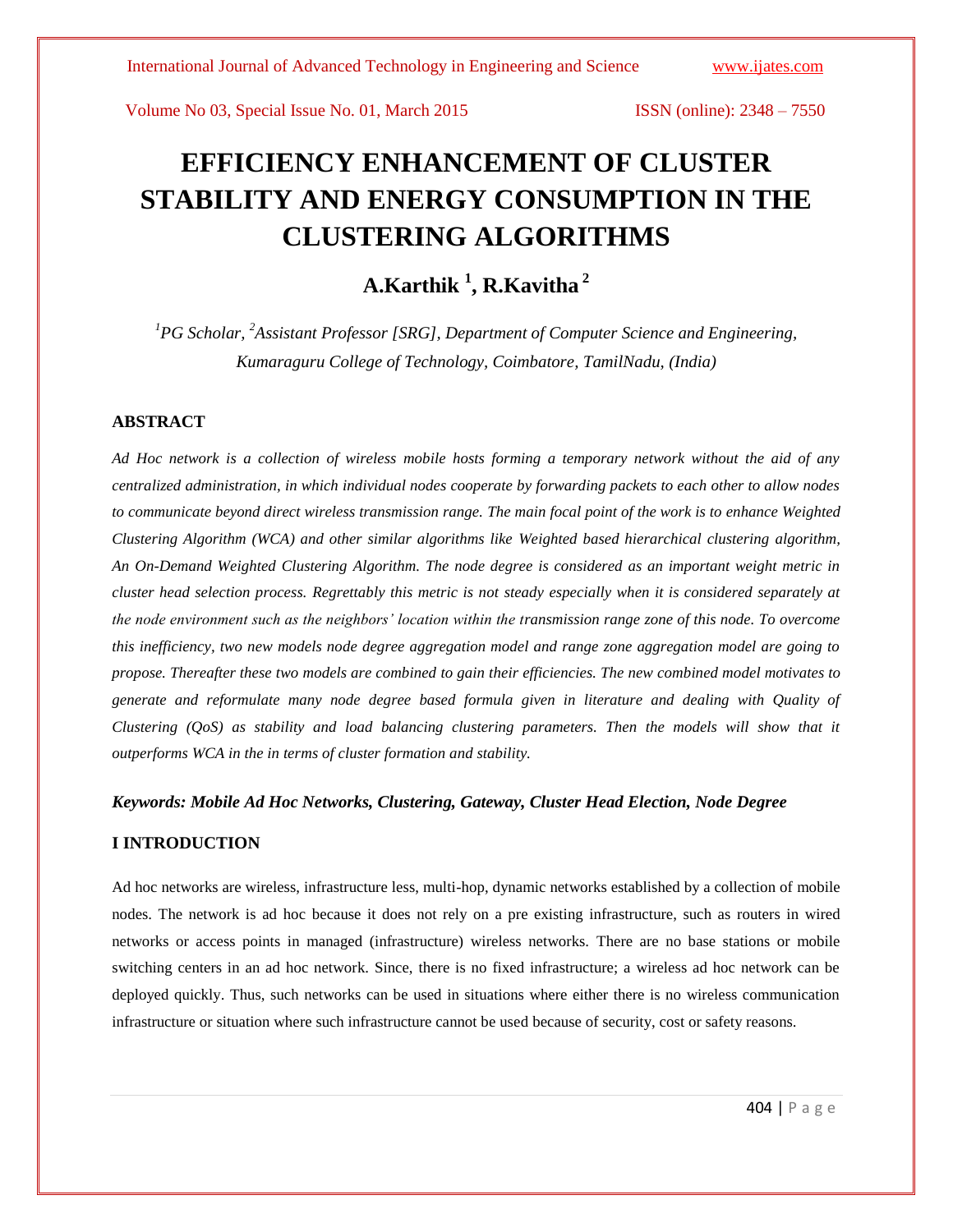# EFFICIENCY ENHANCEMENT OF CLUSTER STABILITY AND ENERGY CONSUMPTION IN THE CLUSTERING ALGORITHMS

**A.Karthik [1], R.Kavitha [2]**

*[1]PG Scholar, [2]Assistant Professor [SRG], Department of Computer Science and Engineering, Kumaraguru College of Technology, Coimbatore, TamilNadu, (India)*

## ABSTRACT

*Ad Hoc network is a collection of wireless mobile hosts forming a temporary network without the aid of any centralized administration, in which individual nodes cooperate by forwarding packets to each other to allow nodes to communicate beyond direct wireless transmission range. The main focal point of the work is to enhance Weighted Clustering Algorithm (WCA) and other similar algorithms like Weighted based hierarchical clustering algorithm, An On-Demand Weighted Clustering Algorithm. The node degree is considered as an important weight metric in cluster head selection process. Regrettably this metric is not steady especially when it is considered separately at the node environment such as the neighbors' location within the transmission range zone of this node. To overcome this inefficiency, two new models node degree aggregation model and range zone aggregation model are going to propose. Thereafter these two models are combined to gain their efficiencies. The new combined model motivates to generate and reformulate many node degree based formula given in literature and dealing with Quality of Clustering (QoS) as stability and load balancing clustering parameters. Then the models will show that it outperforms WCA in the in terms of cluster formation and stability.*

***Keywords: Mobile Ad Hoc Networks, Clustering, Gateway, Cluster Head Election, Node Degree***

## I INTRODUCTION

Ad hoc networks are wireless, infrastructure less, multi-hop, dynamic networks established by a collection of mobile nodes. The network is ad hoc because it does not rely on a pre existing infrastructure, such as routers in wired networks or access points in managed (infrastructure) wireless networks. There are no base stations or mobile switching centers in an ad hoc network. Since, there is no fixed infrastructure; a wireless ad hoc network can be deployed quickly. Thus, such networks can be used in situations where either there is no wireless communication infrastructure or situation where such infrastructure cannot be used because of security, cost or safety reasons.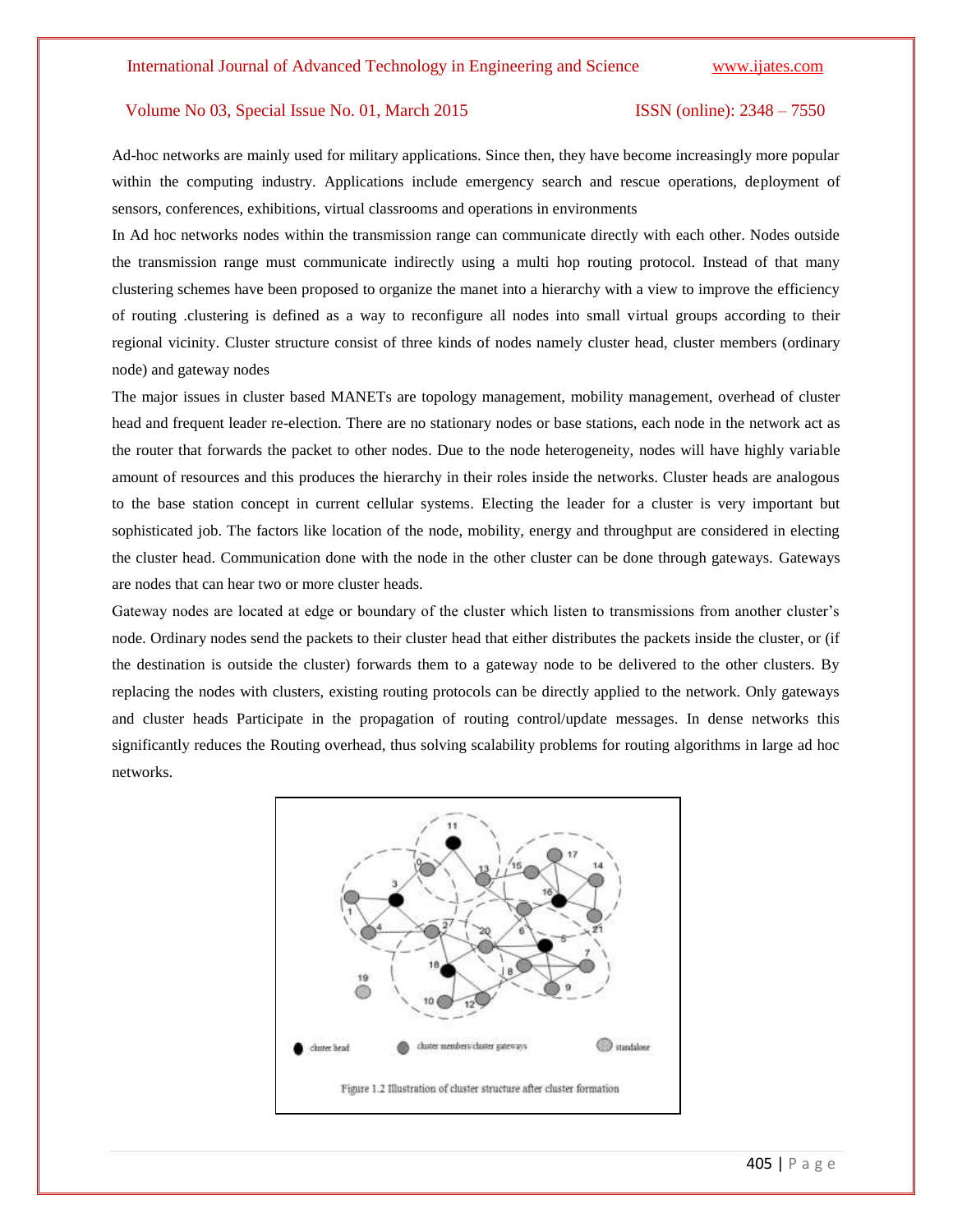Ad-hoc networks are mainly used for military applications. Since then, they have become increasingly more popular within the computing industry. Applications include emergency search and rescue operations, deployment of sensors, conferences, exhibitions, virtual classrooms and operations in environments

In Ad hoc networks nodes within the transmission range can communicate directly with each other. Nodes outside the transmission range must communicate indirectly using a multi hop routing protocol. Instead of that many clustering schemes have been proposed to organize the manet into a hierarchy with a view to improve the efficiency of routing .clustering is defined as a way to reconfigure all nodes into small virtual groups according to their regional vicinity. Cluster structure consist of three kinds of nodes namely cluster head, cluster members (ordinary node) and gateway nodes

The major issues in cluster based MANETs are topology management, mobility management, overhead of cluster head and frequent leader re-election. There are no stationary nodes or base stations, each node in the network act as the router that forwards the packet to other nodes. Due to the node heterogeneity, nodes will have highly variable amount of resources and this produces the hierarchy in their roles inside the networks. Cluster heads are analogous to the base station concept in current cellular systems. Electing the leader for a cluster is very important but sophisticated job. The factors like location of the node, mobility, energy and throughput are considered in electing the cluster head. Communication done with the node in the other cluster can be done through gateways. Gateways are nodes that can hear two or more cluster heads.

Gateway nodes are located at edge or boundary of the cluster which listen to transmissions from another cluster's node. Ordinary nodes send the packets to their cluster head that either distributes the packets inside the cluster, or (if the destination is outside the cluster) forwards them to a gateway node to be delivered to the other clusters. By replacing the nodes with clusters, existing routing protocols can be directly applied to the network. Only gateways and cluster heads Participate in the propagation of routing control/update messages. In dense networks this significantly reduces the Routing overhead, thus solving scalability problems for routing algorithms in large ad hoc networks.

Figure 1.2 Illustration of cluster structure after cluster formation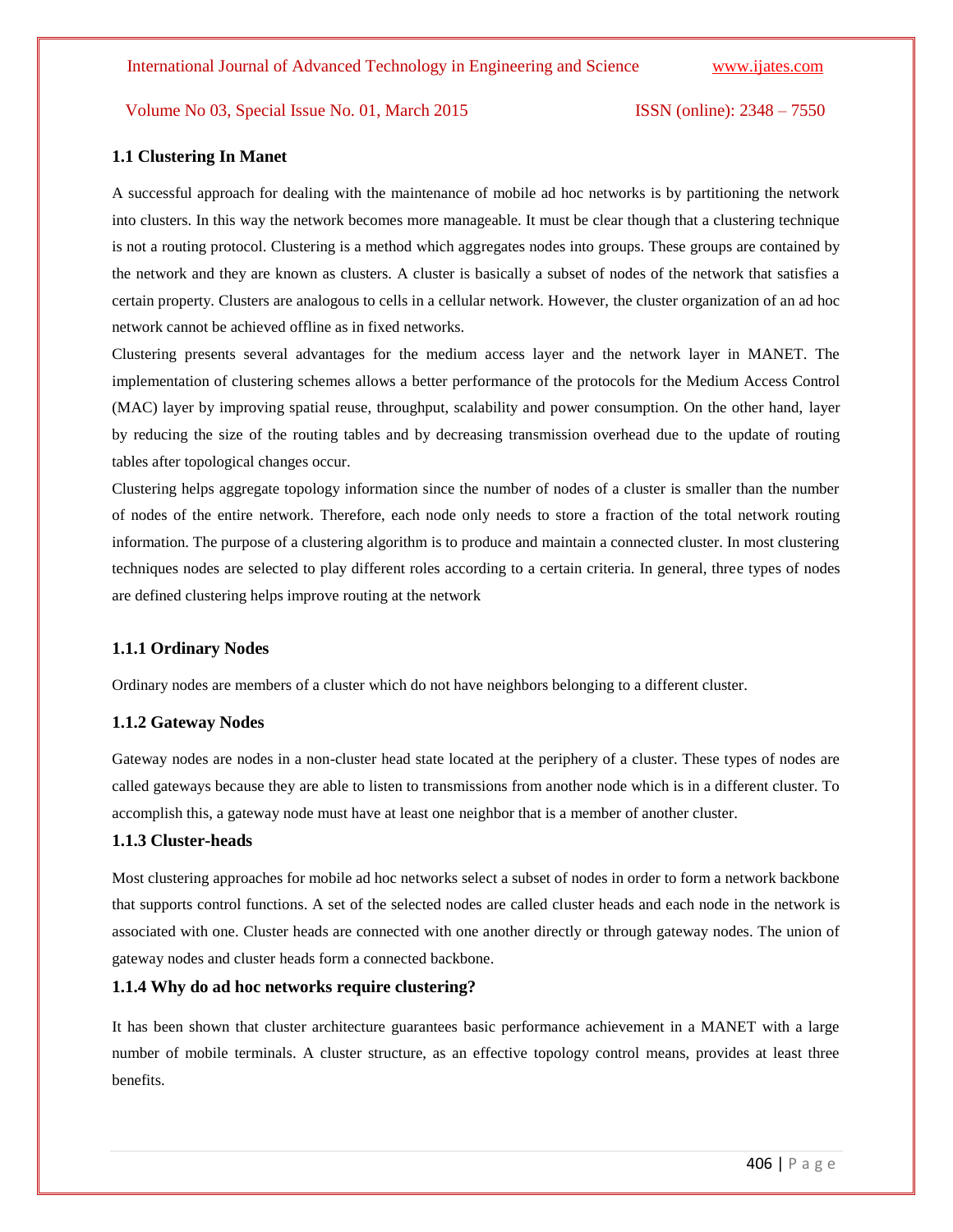### 1.1 Clustering In Manet

A successful approach for dealing with the maintenance of mobile ad hoc networks is by partitioning the network into clusters. In this way the network becomes more manageable. It must be clear though that a clustering technique is not a routing protocol. Clustering is a method which aggregates nodes into groups. These groups are contained by the network and they are known as clusters. A cluster is basically a subset of nodes of the network that satisfies a certain property. Clusters are analogous to cells in a cellular network. However, the cluster organization of an ad hoc network cannot be achieved offline as in fixed networks.

Clustering presents several advantages for the medium access layer and the network layer in MANET. The implementation of clustering schemes allows a better performance of the protocols for the Medium Access Control (MAC) layer by improving spatial reuse, throughput, scalability and power consumption. On the other hand, layer by reducing the size of the routing tables and by decreasing transmission overhead due to the update of routing tables after topological changes occur.

Clustering helps aggregate topology information since the number of nodes of a cluster is smaller than the number of nodes of the entire network. Therefore, each node only needs to store a fraction of the total network routing information. The purpose of a clustering algorithm is to produce and maintain a connected cluster. In most clustering techniques nodes are selected to play different roles according to a certain criteria. In general, three types of nodes are defined clustering helps improve routing at the network

#### 1.1.1 Ordinary Nodes

Ordinary nodes are members of a cluster which do not have neighbors belonging to a different cluster.

#### 1.1.2 Gateway Nodes

Gateway nodes are nodes in a non-cluster head state located at the periphery of a cluster. These types of nodes are called gateways because they are able to listen to transmissions from another node which is in a different cluster. To accomplish this, a gateway node must have at least one neighbor that is a member of another cluster.

#### 1.1.3 Cluster-heads

Most clustering approaches for mobile ad hoc networks select a subset of nodes in order to form a network backbone that supports control functions. A set of the selected nodes are called cluster heads and each node in the network is associated with one. Cluster heads are connected with one another directly or through gateway nodes. The union of gateway nodes and cluster heads form a connected backbone.

#### 1.1.4 Why do ad hoc networks require clustering?

It has been shown that cluster architecture guarantees basic performance achievement in a MANET with a large number of mobile terminals. A cluster structure, as an effective topology control means, provides at least three benefits.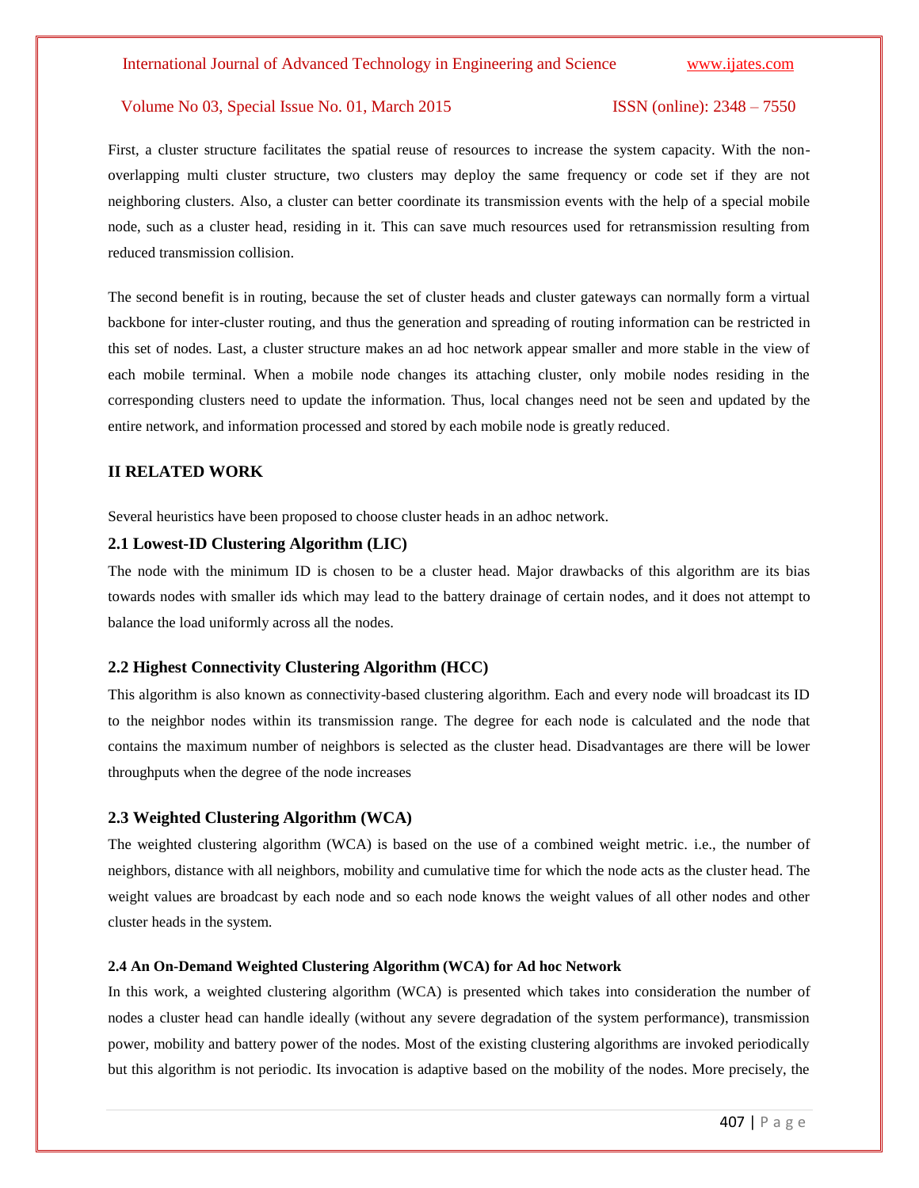First, a cluster structure facilitates the spatial reuse of resources to increase the system capacity. With the non-overlapping multi cluster structure, two clusters may deploy the same frequency or code set if they are not neighboring clusters. Also, a cluster can better coordinate its transmission events with the help of a special mobile node, such as a cluster head, residing in it. This can save much resources used for retransmission resulting from reduced transmission collision.

The second benefit is in routing, because the set of cluster heads and cluster gateways can normally form a virtual backbone for inter-cluster routing, and thus the generation and spreading of routing information can be restricted in this set of nodes. Last, a cluster structure makes an ad hoc network appear smaller and more stable in the view of each mobile terminal. When a mobile node changes its attaching cluster, only mobile nodes residing in the corresponding clusters need to update the information. Thus, local changes need not be seen and updated by the entire network, and information processed and stored by each mobile node is greatly reduced.

## II RELATED WORK

Several heuristics have been proposed to choose cluster heads in an adhoc network.

### 2.1 Lowest-ID Clustering Algorithm (LIC)

The node with the minimum ID is chosen to be a cluster head. Major drawbacks of this algorithm are its bias towards nodes with smaller ids which may lead to the battery drainage of certain nodes, and it does not attempt to balance the load uniformly across all the nodes.

### 2.2 Highest Connectivity Clustering Algorithm (HCC)

This algorithm is also known as connectivity-based clustering algorithm. Each and every node will broadcast its ID to the neighbor nodes within its transmission range. The degree for each node is calculated and the node that contains the maximum number of neighbors is selected as the cluster head. Disadvantages are there will be lower throughputs when the degree of the node increases

### 2.3 Weighted Clustering Algorithm (WCA)

The weighted clustering algorithm (WCA) is based on the use of a combined weight metric. i.e., the number of neighbors, distance with all neighbors, mobility and cumulative time for which the node acts as the cluster head. The weight values are broadcast by each node and so each node knows the weight values of all other nodes and other cluster heads in the system.

#### 2.4 An On-Demand Weighted Clustering Algorithm (WCA) for Ad hoc Network

In this work, a weighted clustering algorithm (WCA) is presented which takes into consideration the number of nodes a cluster head can handle ideally (without any severe degradation of the system performance), transmission power, mobility and battery power of the nodes. Most of the existing clustering algorithms are invoked periodically but this algorithm is not periodic. Its invocation is adaptive based on the mobility of the nodes. More precisely, the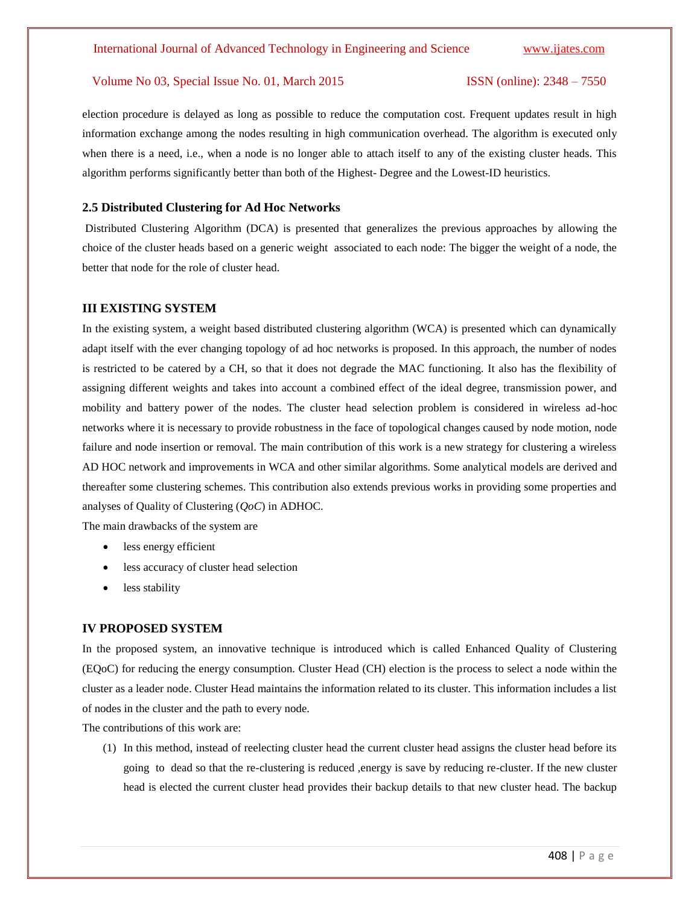election procedure is delayed as long as possible to reduce the computation cost. Frequent updates result in high information exchange among the nodes resulting in high communication overhead. The algorithm is executed only when there is a need, i.e., when a node is no longer able to attach itself to any of the existing cluster heads. This algorithm performs significantly better than both of the Highest- Degree and the Lowest-ID heuristics.

### 2.5 Distributed Clustering for Ad Hoc Networks

Distributed Clustering Algorithm (DCA) is presented that generalizes the previous approaches by allowing the choice of the cluster heads based on a generic weight associated to each node: The bigger the weight of a node, the better that node for the role of cluster head.

## III EXISTING SYSTEM

In the existing system, a weight based distributed clustering algorithm (WCA) is presented which can dynamically adapt itself with the ever changing topology of ad hoc networks is proposed. In this approach, the number of nodes is restricted to be catered by a CH, so that it does not degrade the MAC functioning. It also has the flexibility of assigning different weights and takes into account a combined effect of the ideal degree, transmission power, and mobility and battery power of the nodes. The cluster head selection problem is considered in wireless ad-hoc networks where it is necessary to provide robustness in the face of topological changes caused by node motion, node failure and node insertion or removal. The main contribution of this work is a new strategy for clustering a wireless AD HOC network and improvements in WCA and other similar algorithms. Some analytical models are derived and thereafter some clustering schemes. This contribution also extends previous works in providing some properties and analyses of Quality of Clustering (*QoC*) in ADHOC.

The main drawbacks of the system are

- less energy efficient
- less accuracy of cluster head selection
- less stability

## IV PROPOSED SYSTEM

In the proposed system, an innovative technique is introduced which is called Enhanced Quality of Clustering (EQoC) for reducing the energy consumption. Cluster Head (CH) election is the process to select a node within the cluster as a leader node. Cluster Head maintains the information related to its cluster. This information includes a list of nodes in the cluster and the path to every node.

The contributions of this work are:

(1) In this method, instead of reelecting cluster head the current cluster head assigns the cluster head before its going to dead so that the re-clustering is reduced ,energy is save by reducing re-cluster. If the new cluster head is elected the current cluster head provides their backup details to that new cluster head. The backup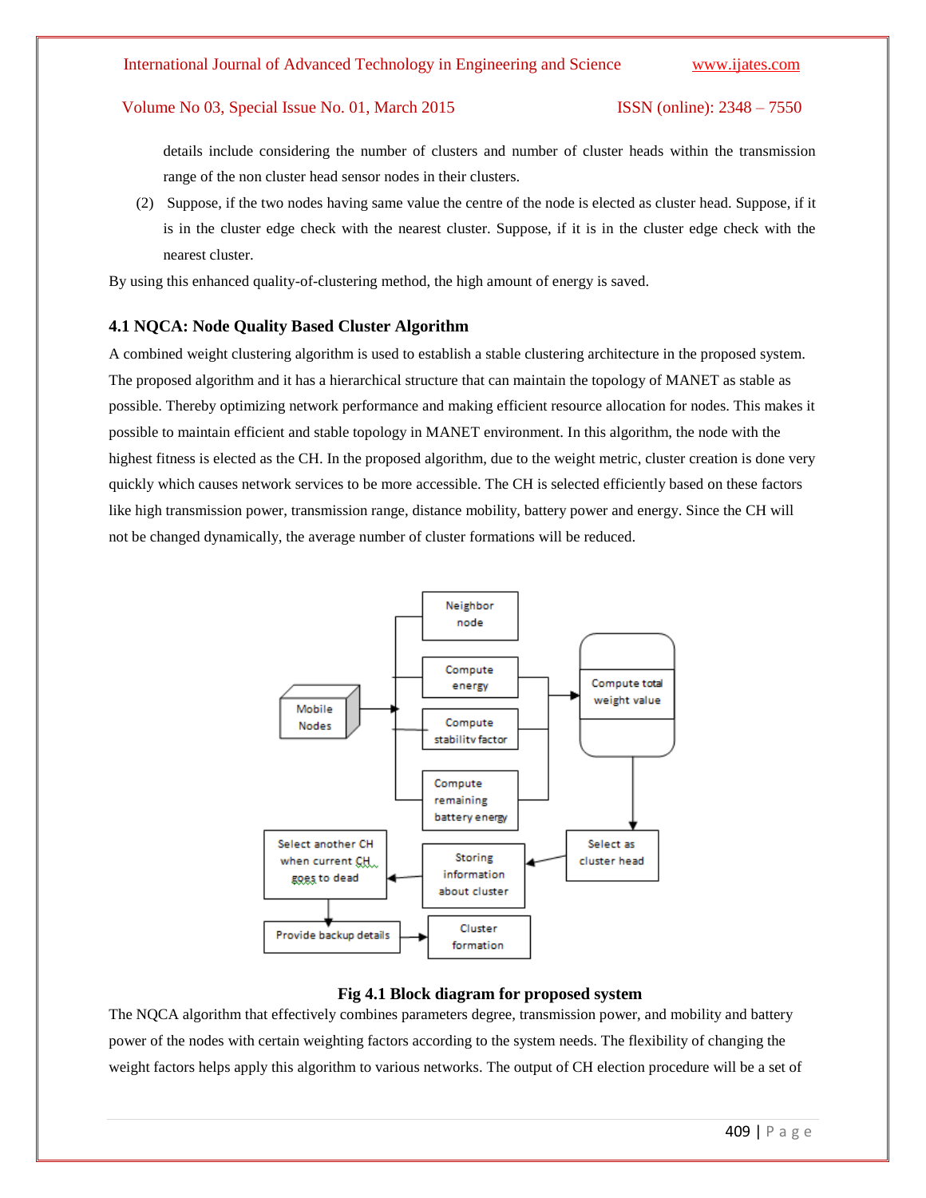details include considering the number of clusters and number of cluster heads within the transmission range of the non cluster head sensor nodes in their clusters.

(2) Suppose, if the two nodes having same value the centre of the node is elected as cluster head. Suppose, if it is in the cluster edge check with the nearest cluster. Suppose, if it is in the cluster edge check with the nearest cluster.

By using this enhanced quality-of-clustering method, the high amount of energy is saved.

### 4.1 NQCA: Node Quality Based Cluster Algorithm

A combined weight clustering algorithm is used to establish a stable clustering architecture in the proposed system. The proposed algorithm and it has a hierarchical structure that can maintain the topology of MANET as stable as possible. Thereby optimizing network performance and making efficient resource allocation for nodes. This makes it possible to maintain efficient and stable topology in MANET environment. In this algorithm, the node with the highest fitness is elected as the CH. In the proposed algorithm, due to the weight metric, cluster creation is done very quickly which causes network services to be more accessible. The CH is selected efficiently based on these factors like high transmission power, transmission range, distance mobility, battery power and energy. Since the CH will not be changed dynamically, the average number of cluster formations will be reduced.

**Fig 4.1 Block diagram for proposed system**

The NQCA algorithm that effectively combines parameters degree, transmission power, and mobility and battery power of the nodes with certain weighting factors according to the system needs. The flexibility of changing the weight factors helps apply this algorithm to various networks. The output of CH election procedure will be a set of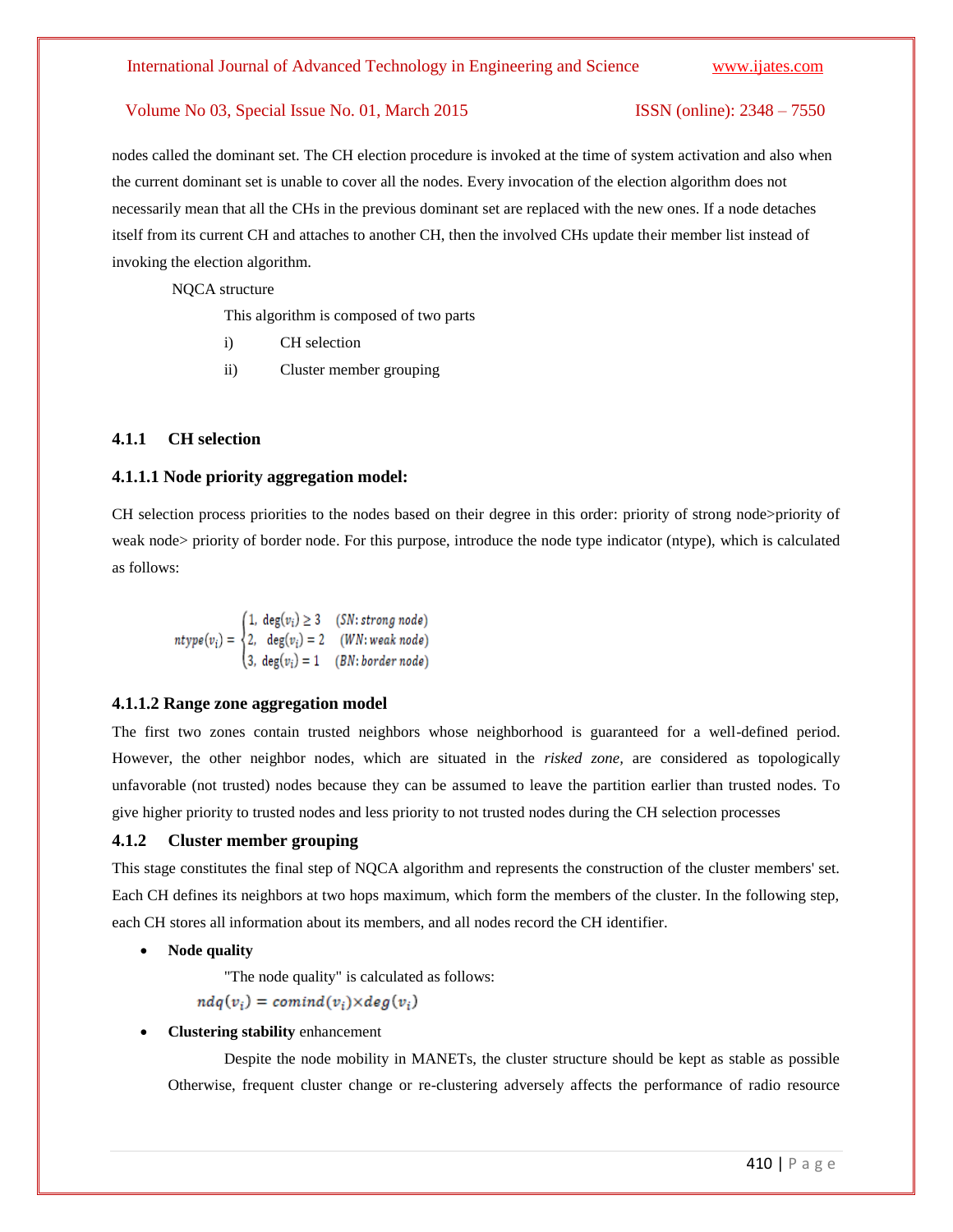nodes called the dominant set. The CH election procedure is invoked at the time of system activation and also when the current dominant set is unable to cover all the nodes. Every invocation of the election algorithm does not necessarily mean that all the CHs in the previous dominant set are replaced with the new ones. If a node detaches itself from its current CH and attaches to another CH, then the involved CHs update their member list instead of invoking the election algorithm.

NQCA structure

This algorithm is composed of two parts

i) CH selection

ii) Cluster member grouping

### 4.1.1 CH selection

#### 4.1.1.1 Node priority aggregation model:

CH selection process priorities to the nodes based on their degree in this order: priority of strong node>priority of weak node> priority of border node. For this purpose, introduce the node type indicator (ntype), which is calculated as follows:

$$ntype(v_i) = \begin{cases} 1, & \deg(v_i) \geq 3 \quad (SN: strong\ node) \\ 2, & \deg(v_i) = 2 \quad (WN: weak\ node) \\ 3, & \deg(v_i) = 1 \quad (BN: border\ node) \end{cases}$$

#### 4.1.1.2 Range zone aggregation model

The first two zones contain trusted neighbors whose neighborhood is guaranteed for a well-defined period. However, the other neighbor nodes, which are situated in the *risked zone,* are considered as topologically unfavorable (not trusted) nodes because they can be assumed to leave the partition earlier than trusted nodes. To give higher priority to trusted nodes and less priority to not trusted nodes during the CH selection processes

### 4.1.2 Cluster member grouping

This stage constitutes the final step of NQCA algorithm and represents the construction of the cluster members' set. Each CH defines its neighbors at two hops maximum, which form the members of the cluster. In the following step, each CH stores all information about its members, and all nodes record the CH identifier.

- **Node quality**

  "The node quality" is calculated as follows:

  $$ndq(v_i) = comind(v_i) \times deg(v_i)$$

- **Clustering stability** enhancement

  Despite the node mobility in MANETs, the cluster structure should be kept as stable as possible Otherwise, frequent cluster change or re-clustering adversely affects the performance of radio resource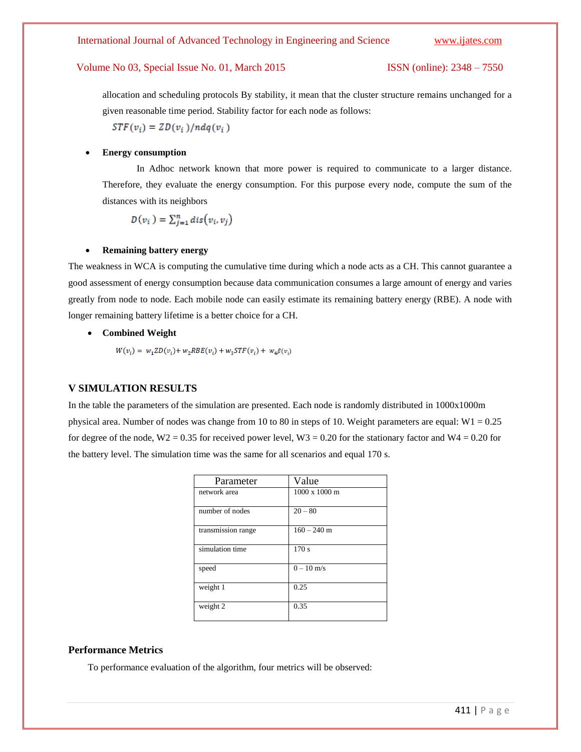allocation and scheduling protocols By stability, it mean that the cluster structure remains unchanged for a given reasonable time period. Stability factor for each node as follows:

$$STF(v_i) = ZD(v_i)/ndq(v_i)$$

- **Energy consumption**

In Adhoc network known that more power is required to communicate to a larger distance. Therefore, they evaluate the energy consumption. For this purpose every node, compute the sum of the distances with its neighbors

$$D(v_i) = \sum_{j=1}^{n} dis(v_i, v_j)$$

- **Remaining battery energy**

The weakness in WCA is computing the cumulative time during which a node acts as a CH. This cannot guarantee a good assessment of energy consumption because data communication consumes a large amount of energy and varies greatly from node to node. Each mobile node can easily estimate its remaining battery energy (RBE). A node with longer remaining battery lifetime is a better choice for a CH.

- **Combined Weight**

$$W(v_i) = w_1 ZD(v_i) + w_2 RBE(v_i) + w_3 STF(v_i) + w_4 \beta(v_i)$$

## V SIMULATION RESULTS

In the table the parameters of the simulation are presented. Each node is randomly distributed in 1000x1000m physical area. Number of nodes was change from 10 to 80 in steps of 10. Weight parameters are equal: W1 = 0.25 for degree of the node, W2 = 0.35 for received power level, W3 = 0.20 for the stationary factor and W4 = 0.20 for the battery level. The simulation time was the same for all scenarios and equal 170 s.

| Parameter | Value |
|---|---|
| network area | 1000 x 1000 m |
| number of nodes | 20 – 80 |
| transmission range | 160 – 240 m |
| simulation time | 170 s |
| speed | 0 – 10 m/s |
| weight 1 | 0.25 |
| weight 2 | 0.35 |

### Performance Metrics

To performance evaluation of the algorithm, four metrics will be observed: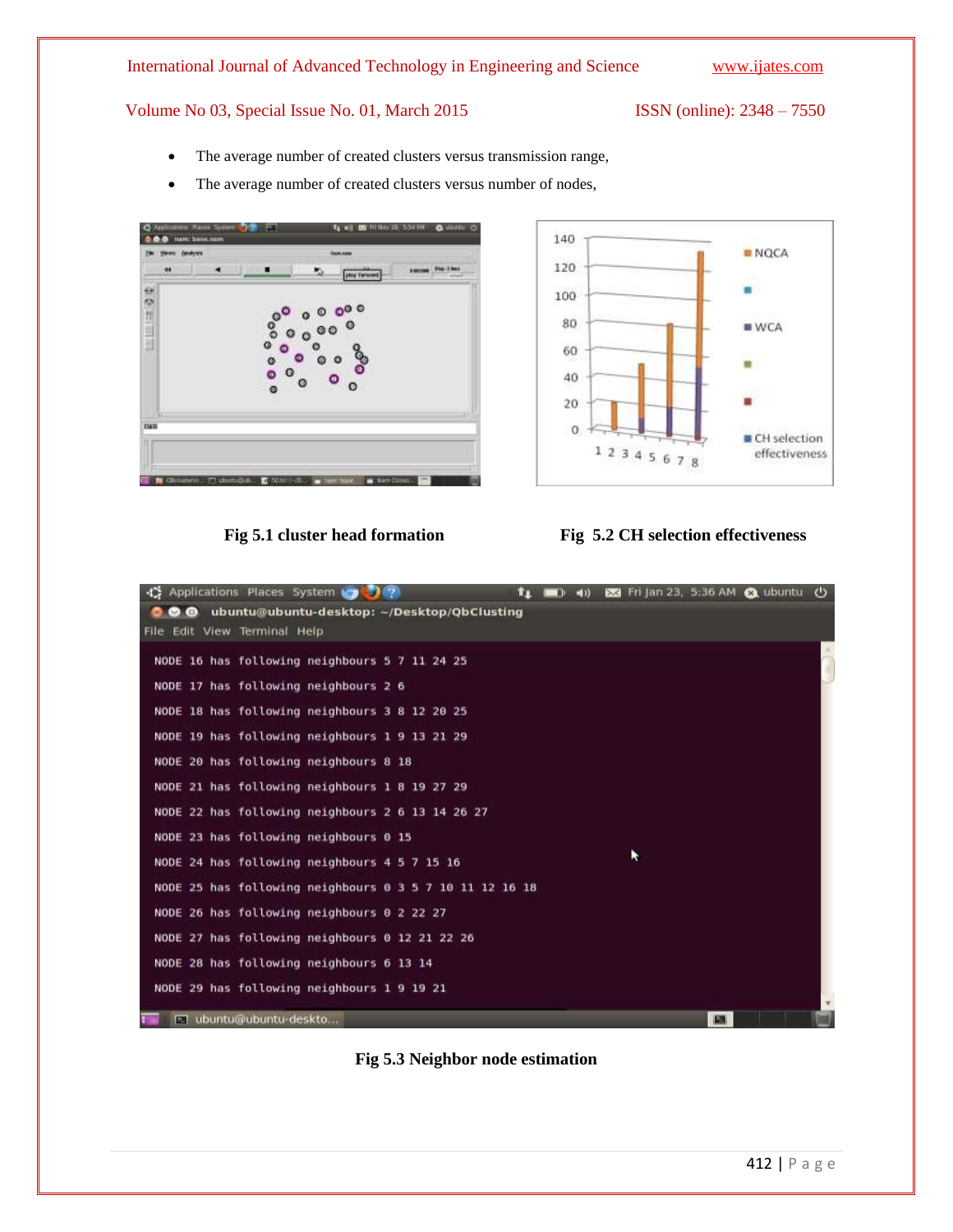- The average number of created clusters versus transmission range,
- The average number of created clusters versus number of nodes,

**Fig 5.1 cluster head formation**

**Fig 5.2 CH selection effectiveness**

**Fig 5.3 Neighbor node estimation**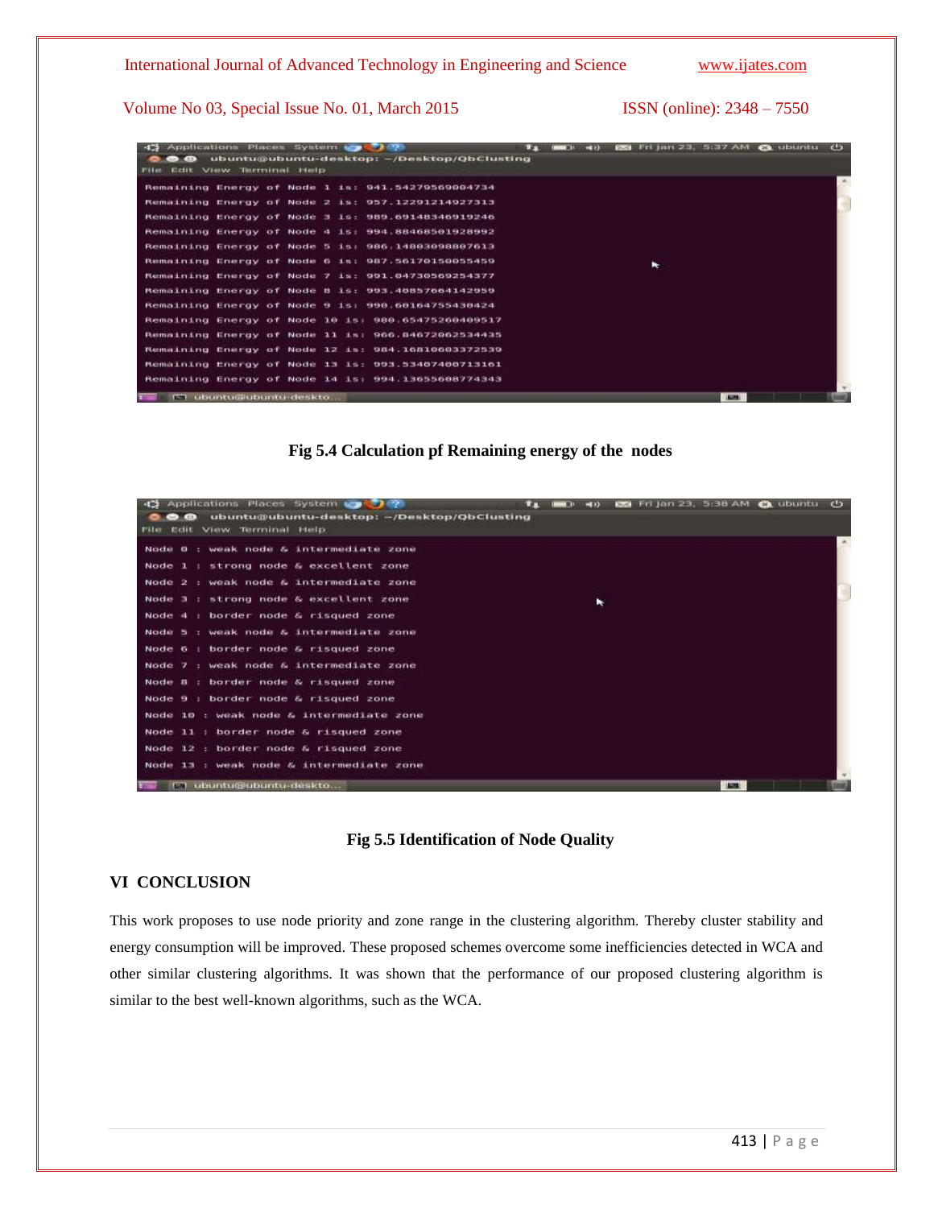```
Remaining Energy of Node 1 is: 941.54279569004734
Remaining Energy of Node 2 is: 957.12291214927313
Remaining Energy of Node 3 is: 989.69148346919246
Remaining Energy of Node 4 is: 994.88468501928992
Remaining Energy of Node 5 is: 986.14803098807613
Remaining Energy of Node 6 is: 987.56170150055459
Remaining Energy of Node 7 is: 991.04730569254377
Remaining Energy of Node 8 is: 993.40857664142959
Remaining Energy of Node 9 is: 990.60164755430424
Remaining Energy of Node 10 is: 980.65475260409517
Remaining Energy of Node 11 is: 966.84672062534435
Remaining Energy of Node 12 is: 984.16810603372539
Remaining Energy of Node 13 is: 993.53407400713161
Remaining Energy of Node 14 is: 994.13655608774343
```

**Fig 5.4 Calculation pf Remaining energy of the nodes**

```
Node 0 : weak node & intermediate zone
Node 1 : strong node & excellent zone
Node 2 : weak node & intermediate zone
Node 3 : strong node & excellent zone
Node 4 : border node & risqued zone
Node 5 : weak node & intermediate zone
Node 6 : border node & risqued zone
Node 7 : weak node & intermediate zone
Node 8 : border node & risqued zone
Node 9 : border node & risqued zone
Node 10 : weak node & intermediate zone
Node 11 : border node & risqued zone
Node 12 : border node & risqued zone
Node 13 : weak node & intermediate zone
```

**Fig 5.5 Identification of Node Quality**

## VI CONCLUSION

This work proposes to use node priority and zone range in the clustering algorithm. Thereby cluster stability and energy consumption will be improved. These proposed schemes overcome some inefficiencies detected in WCA and other similar clustering algorithms. It was shown that the performance of our proposed clustering algorithm is similar to the best well-known algorithms, such as the WCA.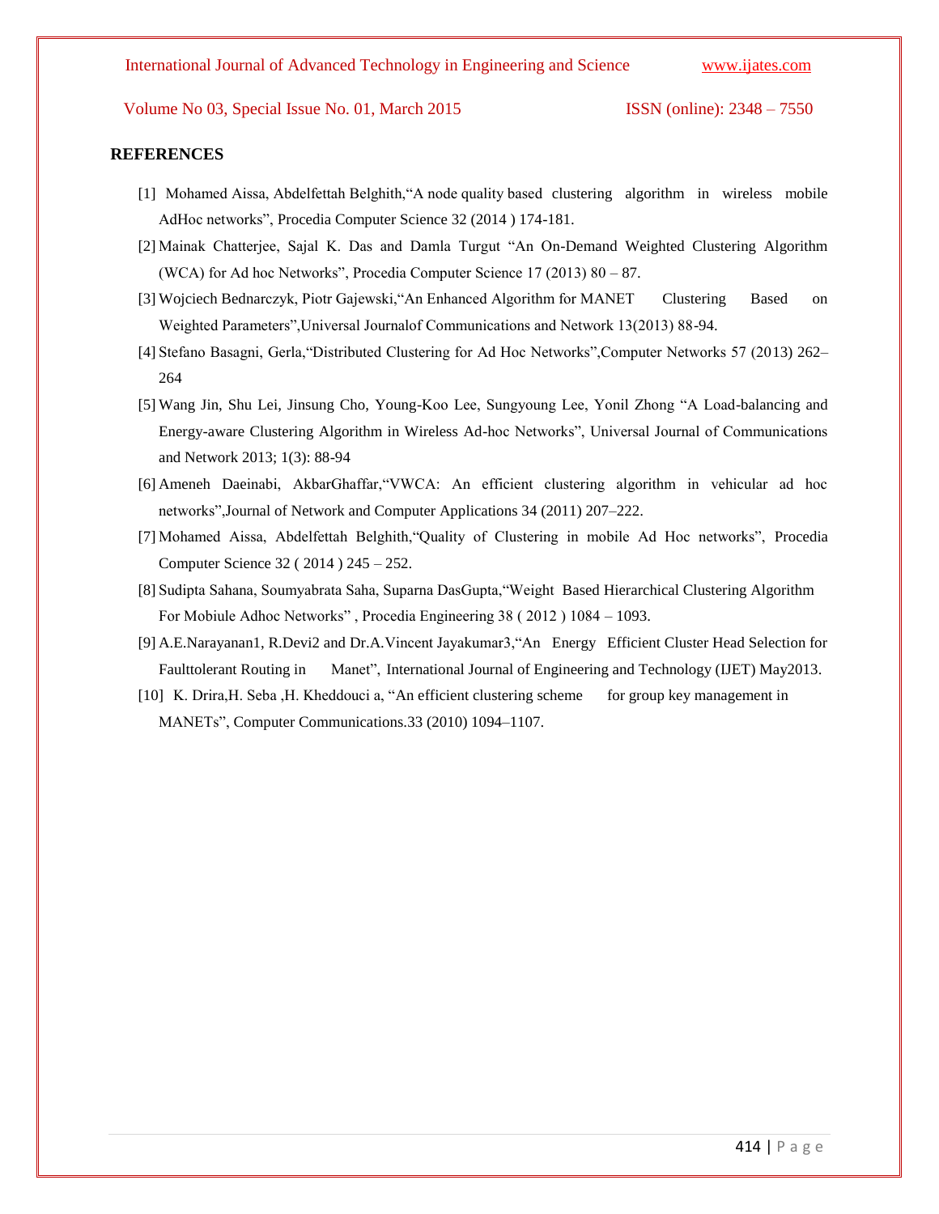## REFERENCES

[1] Mohamed Aissa, Abdelfettah Belghith,"A node quality based clustering algorithm in wireless mobile AdHoc networks", Procedia Computer Science 32 (2014 ) 174-181.

[2] Mainak Chatterjee, Sajal K. Das and Damla Turgut "An On-Demand Weighted Clustering Algorithm (WCA) for Ad hoc Networks", Procedia Computer Science 17 (2013) 80 – 87.

[3] Wojciech Bednarczyk, Piotr Gajewski,"An Enhanced Algorithm for MANET Clustering Based on Weighted Parameters",Universal Journalof Communications and Network 13(2013) 88-94.

[4] Stefano Basagni, Gerla,"Distributed Clustering for Ad Hoc Networks",Computer Networks 57 (2013) 262–264

[5] Wang Jin, Shu Lei, Jinsung Cho, Young-Koo Lee, Sungyoung Lee, Yonil Zhong "A Load-balancing and Energy-aware Clustering Algorithm in Wireless Ad-hoc Networks", Universal Journal of Communications and Network 2013; 1(3): 88-94

[6] Ameneh Daeinabi, AkbarGhaffar,"VWCA: An efficient clustering algorithm in vehicular ad hoc networks",Journal of Network and Computer Applications 34 (2011) 207–222.

[7] Mohamed Aissa, Abdelfettah Belghith,"Quality of Clustering in mobile Ad Hoc networks", Procedia Computer Science 32 ( 2014 ) 245 – 252.

[8] Sudipta Sahana, Soumyabrata Saha, Suparna DasGupta,"Weight Based Hierarchical Clustering Algorithm For Mobiule Adhoc Networks" , Procedia Engineering 38 ( 2012 ) 1084 – 1093.

[9] A.E.Narayanan1, R.Devi2 and Dr.A.Vincent Jayakumar3,"An Energy Efficient Cluster Head Selection for Faulttolerant Routing in Manet", International Journal of Engineering and Technology (IJET) May2013.

[10] K. Drira,H. Seba ,H. Kheddouci a, "An efficient clustering scheme for group key management in MANETs", Computer Communications.33 (2010) 1094–1107.